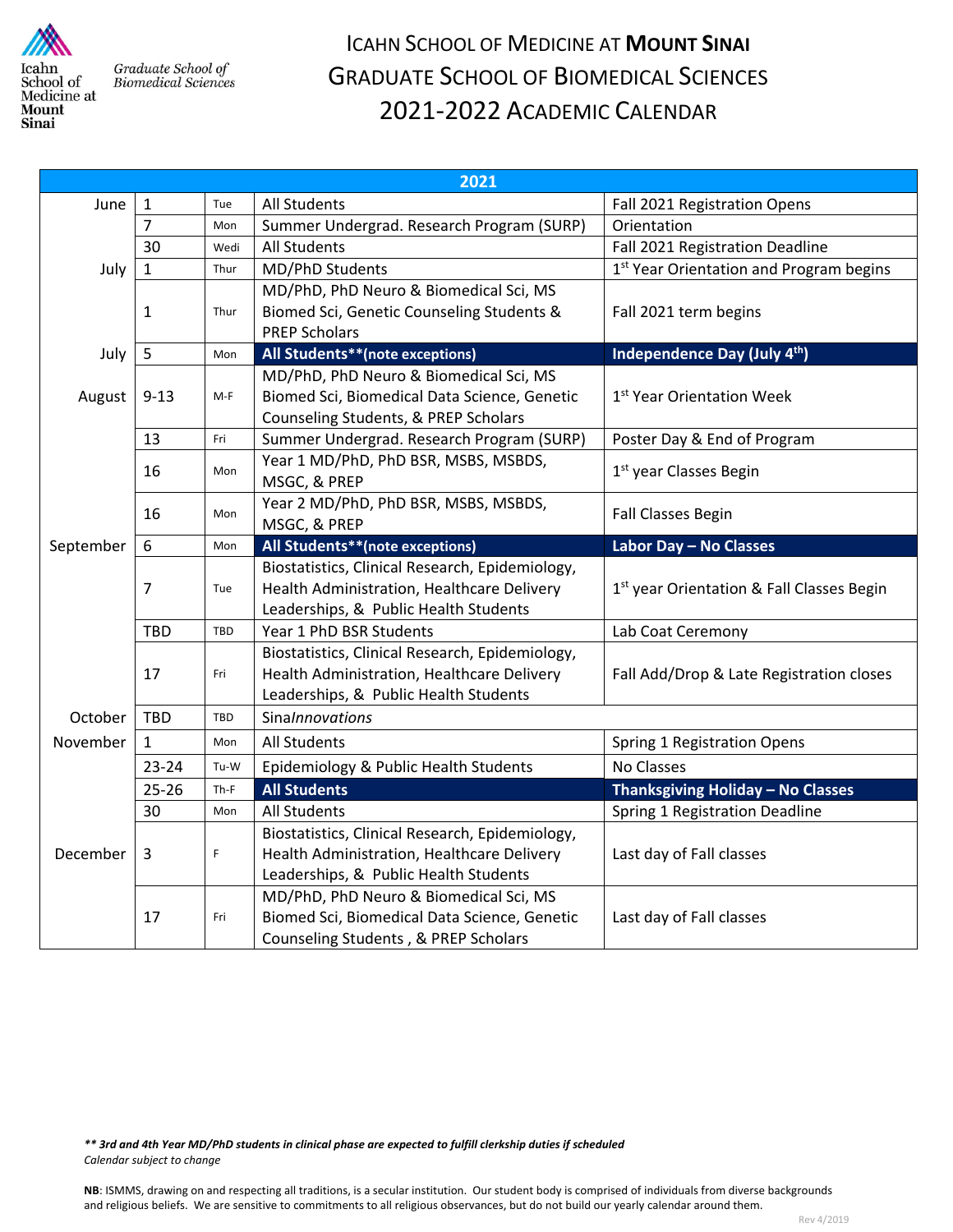Icahn School of Medicine at Mount Sinai — Graduate School of Biomedical Sciences

# ICAHN SCHOOL OF MEDICINE AT **MOUNT SINAI**
# GRADUATE SCHOOL OF BIOMEDICAL SCIENCES
# 2021-2022 ACADEMIC CALENDAR

| 2021 | | | | |
|---|---|---|---|---|
| June | 1 | Tue | All Students | Fall 2021 Registration Opens |
| | 7 | Mon | Summer Undergrad. Research Program (SURP) | Orientation |
| | 30 | Wedi | All Students | Fall 2021 Registration Deadline |
| July | 1 | Thur | MD/PhD Students | 1st Year Orientation and Program begins |
| | 1 | Thur | MD/PhD, PhD Neuro & Biomedical Sci, MS Biomed Sci, Genetic Counseling Students & PREP Scholars | Fall 2021 term begins |
| July | 5 | Mon | **All Students\*\*(note exceptions)** | **Independence Day (July 4th)** |
| August | 9-13 | M-F | MD/PhD, PhD Neuro & Biomedical Sci, MS Biomed Sci, Biomedical Data Science, Genetic Counseling Students, & PREP Scholars | 1st Year Orientation Week |
| | 13 | Fri | Summer Undergrad. Research Program (SURP) | Poster Day & End of Program |
| | 16 | Mon | Year 1 MD/PhD, PhD BSR, MSBS, MSBDS, MSGC, & PREP | 1st year Classes Begin |
| | 16 | Mon | Year 2 MD/PhD, PhD BSR, MSBS, MSBDS, MSGC, & PREP | Fall Classes Begin |
| September | 6 | Mon | **All Students\*\*(note exceptions)** | **Labor Day – No Classes** |
| | 7 | Tue | Biostatistics, Clinical Research, Epidemiology, Health Administration, Healthcare Delivery Leaderships, & Public Health Students | 1st year Orientation & Fall Classes Begin |
| | TBD | TBD | Year 1 PhD BSR Students | Lab Coat Ceremony |
| | 17 | Fri | Biostatistics, Clinical Research, Epidemiology, Health Administration, Healthcare Delivery Leaderships, & Public Health Students | Fall Add/Drop & Late Registration closes |
| October | TBD | TBD | Sinai*Innovations* | |
| November | 1 | Mon | All Students | Spring 1 Registration Opens |
| | 23-24 | Tu-W | Epidemiology & Public Health Students | No Classes |
| | 25-26 | Th-F | **All Students** | **Thanksgiving Holiday – No Classes** |
| | 30 | Mon | All Students | Spring 1 Registration Deadline |
| December | 3 | F | Biostatistics, Clinical Research, Epidemiology, Health Administration, Healthcare Delivery Leaderships, & Public Health Students | Last day of Fall classes |
| | 17 | Fri | MD/PhD, PhD Neuro & Biomedical Sci, MS Biomed Sci, Biomedical Data Science, Genetic Counseling Students , & PREP Scholars | Last day of Fall classes |

***\*\* 3rd and 4th Year MD/PhD students in clinical phase are expected to fulfill clerkship duties if scheduled***

*Calendar subject to change*

**NB**: ISMMS, drawing on and respecting all traditions, is a secular institution. Our student body is comprised of individuals from diverse backgrounds and religious beliefs. We are sensitive to commitments to all religious observances, but do not build our yearly calendar around them.

Rev 4/2019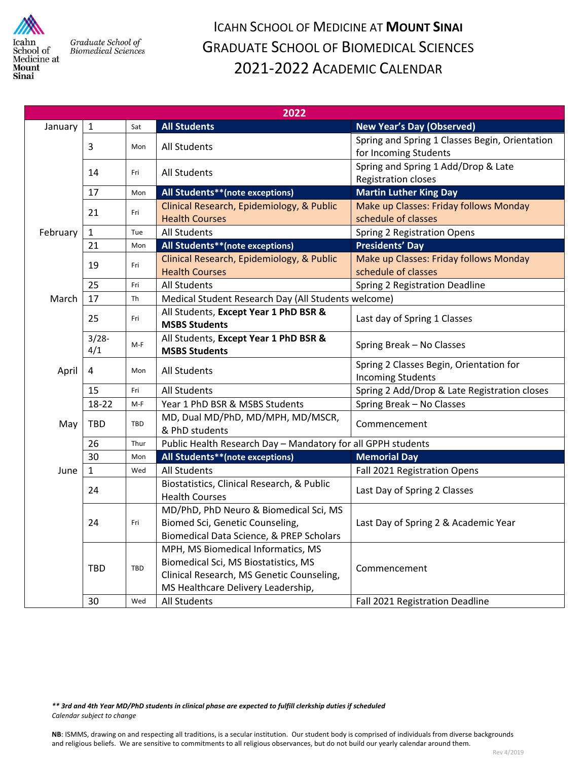# ICAHN SCHOOL OF MEDICINE AT **MOUNT SINAI**
# GRADUATE SCHOOL OF BIOMEDICAL SCIENCES
# 2021-2022 ACADEMIC CALENDAR

| 2022 | | | | |
|---|---|---|---|---|
| January | 1 | Sat | **All Students** | **New Year's Day (Observed)** |
| | 3 | Mon | All Students | Spring and Spring 1 Classes Begin, Orientation for Incoming Students |
| | 14 | Fri | All Students | Spring and Spring 1 Add/Drop & Late Registration closes |
| | 17 | Mon | **All Students**(note exceptions)** | **Martin Luther King Day** |
| | 21 | Fri | Clinical Research, Epidemiology, & Public Health Courses | Make up Classes: Friday follows Monday schedule of classes |
| February | 1 | Tue | All Students | Spring 2 Registration Opens |
| | 21 | Mon | **All Students**(note exceptions)** | **Presidents' Day** |
| | 19 | Fri | Clinical Research, Epidemiology, & Public Health Courses | Make up Classes: Friday follows Monday schedule of classes |
| | 25 | Fri | All Students | Spring 2 Registration Deadline |
| March | 17 | Th | Medical Student Research Day (All Students welcome) | |
| | 25 | Fri | All Students, **Except Year 1 PhD BSR & MSBS Students** | Last day of Spring 1 Classes |
| | 3/28-4/1 | M-F | All Students, **Except Year 1 PhD BSR & MSBS Students** | Spring Break – No Classes |
| April | 4 | Mon | All Students | Spring 2 Classes Begin, Orientation for Incoming Students |
| | 15 | Fri | All Students | Spring 2 Add/Drop & Late Registration closes |
| | 18-22 | M-F | Year 1 PhD BSR & MSBS Students | Spring Break – No Classes |
| May | TBD | TBD | MD, Dual MD/PhD, MD/MPH, MD/MSCR, & PhD students | Commencement |
| | 26 | Thur | Public Health Research Day – Mandatory for all GPPH students | |
| | 30 | Mon | **All Students**(note exceptions)** | **Memorial Day** |
| June | 1 | Wed | All Students | Fall 2021 Registration Opens |
| | 24 | | Biostatistics, Clinical Research, & Public Health Courses | Last Day of Spring 2 Classes |
| | 24 | Fri | MD/PhD, PhD Neuro & Biomedical Sci, MS Biomed Sci, Genetic Counseling, Biomedical Data Science, & PREP Scholars | Last Day of Spring 2 & Academic Year |
| | TBD | TBD | MPH, MS Biomedical Informatics, MS Biomedical Sci, MS Biostatistics, MS Clinical Research, MS Genetic Counseling, MS Healthcare Delivery Leadership, | Commencement |
| | 30 | Wed | All Students | Fall 2021 Registration Deadline |

***\*\* 3rd and 4th Year MD/PhD students in clinical phase are expected to fulfill clerkship duties if scheduled***
*Calendar subject to change*

**NB**: ISMMS, drawing on and respecting all traditions, is a secular institution. Our student body is comprised of individuals from diverse backgrounds and religious beliefs. We are sensitive to commitments to all religious observances, but do not build our yearly calendar around them.

Rev 4/2019